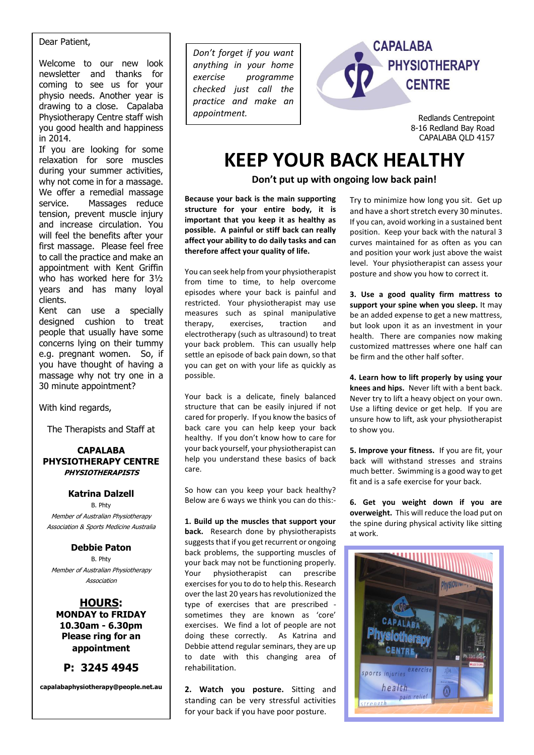Dear Patient,

Welcome to our new look newsletter and thanks for coming to see us for your physio needs. Another year is drawing to a close. Capalaba Physiotherapy Centre staff wish you good health and happiness in 2014.

If you are looking for some relaxation for sore muscles during your summer activities, why not come in for a massage. We offer a remedial massage service. Massages reduce tension, prevent muscle injury and increase circulation. You will feel the benefits after your first massage. Please feel free to call the practice and make an appointment with Kent Griffin who has worked here for 3½ years and has many loyal clients.

Kent can use a specially designed cushion to treat people that usually have some concerns lying on their tummy e.g. pregnant women. So, if you have thought of having a massage why not try one in a 30 minute appointment?

With kind regards,

The Therapists and Staff at

**CAPALABA PHYSIOTHERAPY CENTRE**
***PHYSIOTHERAPISTS***

**Katrina Dalzell**
B. Phty
*Member of Australian Physiotherapy Association & Sports Medicine Australia*

**Debbie Paton**
B. Phty
*Member of Australian Physiotherapy Association*

**HOURS:**
**MONDAY to FRIDAY**
**10.30am - 6.30pm**
**Please ring for an appointment**

**P: 3245 4945**

**capalabaphysiotherapy@people.net.au**

*Don't forget if you want anything in your home exercise programme checked just call the practice and make an appointment.*

**CAPALABA PHYSIOTHERAPY CENTRE**

Redlands Centrepoint
8-16 Redland Bay Road
CAPALABA QLD 4157

# KEEP YOUR BACK HEALTHY

**Don't put up with ongoing low back pain!**

**Because your back is the main supporting structure for your entire body, it is important that you keep it as healthy as possible. A painful or stiff back can really affect your ability to do daily tasks and can therefore affect your quality of life.**

You can seek help from your physiotherapist from time to time, to help overcome episodes where your back is painful and restricted. Your physiotherapist may use measures such as spinal manipulative therapy, exercises, traction and electrotherapy (such as ultrasound) to treat your back problem. This can usually help settle an episode of back pain down, so that you can get on with your life as quickly as possible.

Your back is a delicate, finely balanced structure that can be easily injured if not cared for properly. If you know the basics of back care you can help keep your back healthy. If you don't know how to care for your back yourself, your physiotherapist can help you understand these basics of back care.

So how can you keep your back healthy? Below are 6 ways we think you can do this:-

**1. Build up the muscles that support your back.** Research done by physiotherapists suggests that if you get recurrent or ongoing back problems, the supporting muscles of your back may not be functioning properly. Your physiotherapist can prescribe exercises for you to do to help this. Research over the last 20 years has revolutionized the type of exercises that are prescribed - sometimes they are known as 'core' exercises. We find a lot of people are not doing these correctly. As Katrina and Debbie attend regular seminars, they are up to date with this changing area of rehabilitation.

**2. Watch you posture.** Sitting and standing can be very stressful activities for your back if you have poor posture. Try to minimize how long you sit. Get up and have a short stretch every 30 minutes. If you can, avoid working in a sustained bent position. Keep your back with the natural 3 curves maintained for as often as you can and position your work just above the waist level. Your physiotherapist can assess your posture and show you how to correct it.

**3. Use a good quality firm mattress to support your spine when you sleep.** It may be an added expense to get a new mattress, but look upon it as an investment in your health. There are companies now making customized mattresses where one half can be firm and the other half softer.

**4. Learn how to lift properly by using your knees and hips.** Never lift with a bent back. Never try to lift a heavy object on your own. Use a lifting device or get help. If you are unsure how to lift, ask your physiotherapist to show you.

**5. Improve your fitness.** If you are fit, your back will withstand stresses and strains much better. Swimming is a good way to get fit and is a safe exercise for your back.

**6. Get you weight down if you are overweight.** This will reduce the load put on the spine during physical activity like sitting at work.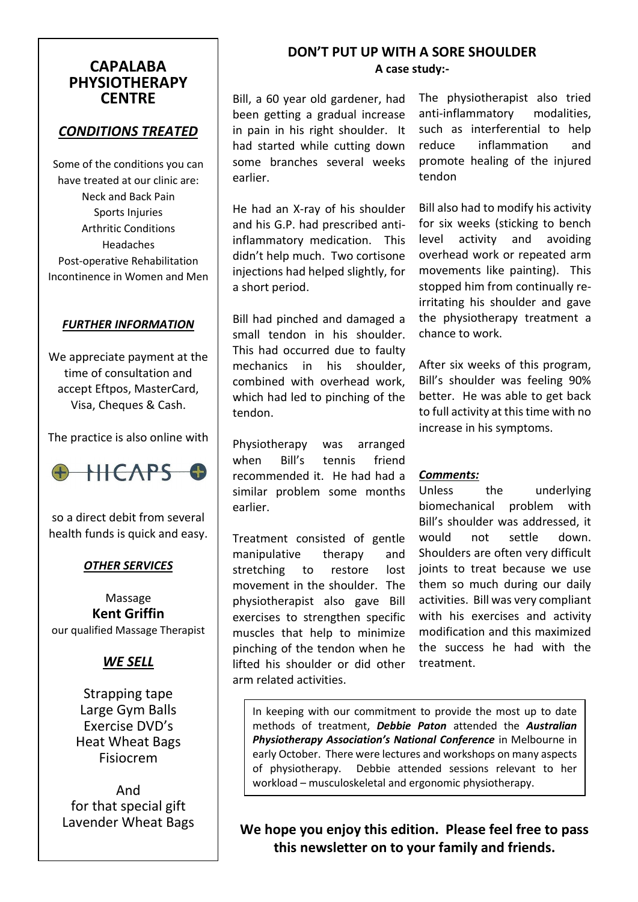# CAPALABA PHYSIOTHERAPY CENTRE

## *CONDITIONS TREATED*

Some of the conditions you can have treated at our clinic are:
Neck and Back Pain
Sports Injuries
Arthritic Conditions
Headaches
Post-operative Rehabilitation
Incontinence in Women and Men

### *FURTHER INFORMATION*

We appreciate payment at the time of consultation and accept Eftpos, MasterCard, Visa, Cheques & Cash.

The practice is also online with

HICAPS

so a direct debit from several health funds is quick and easy.

### *OTHER SERVICES*

Massage
**Kent Griffin**
our qualified Massage Therapist

## *WE SELL*

Strapping tape
Large Gym Balls
Exercise DVD's
Heat Wheat Bags
Fisiocrem

And
for that special gift
Lavender Wheat Bags

## DON'T PUT UP WITH A SORE SHOULDER

**A case study:-**

Bill, a 60 year old gardener, had been getting a gradual increase in pain in his right shoulder. It had started while cutting down some branches several weeks earlier.

He had an X-ray of his shoulder and his G.P. had prescribed anti-inflammatory medication. This didn't help much. Two cortisone injections had helped slightly, for a short period.

Bill had pinched and damaged a small tendon in his shoulder. This had occurred due to faulty mechanics in his shoulder, combined with overhead work, which had led to pinching of the tendon.

Physiotherapy was arranged when Bill's tennis friend recommended it. He had had a similar problem some months earlier.

Treatment consisted of gentle manipulative therapy and stretching to restore lost movement in the shoulder. The physiotherapist also gave Bill exercises to strengthen specific muscles that help to minimize pinching of the tendon when he lifted his shoulder or did other arm related activities.

The physiotherapist also tried anti-inflammatory modalities, such as interferential to help reduce inflammation and promote healing of the injured tendon

Bill also had to modify his activity for six weeks (sticking to bench level activity and avoiding overhead work or repeated arm movements like painting). This stopped him from continually re-irritating his shoulder and gave the physiotherapy treatment a chance to work.

After six weeks of this program, Bill's shoulder was feeling 90% better. He was able to get back to full activity at this time with no increase in his symptoms.

***Comments:***

Unless the underlying biomechanical problem with Bill's shoulder was addressed, it would not settle down. Shoulders are often very difficult joints to treat because we use them so much during our daily activities. Bill was very compliant with his exercises and activity modification and this maximized the success he had with the treatment.

In keeping with our commitment to provide the most up to date methods of treatment, ***Debbie Paton*** attended the ***Australian Physiotherapy Association's National Conference*** in Melbourne in early October. There were lectures and workshops on many aspects of physiotherapy. Debbie attended sessions relevant to her workload – musculoskeletal and ergonomic physiotherapy.

**We hope you enjoy this edition. Please feel free to pass this newsletter on to your family and friends.**